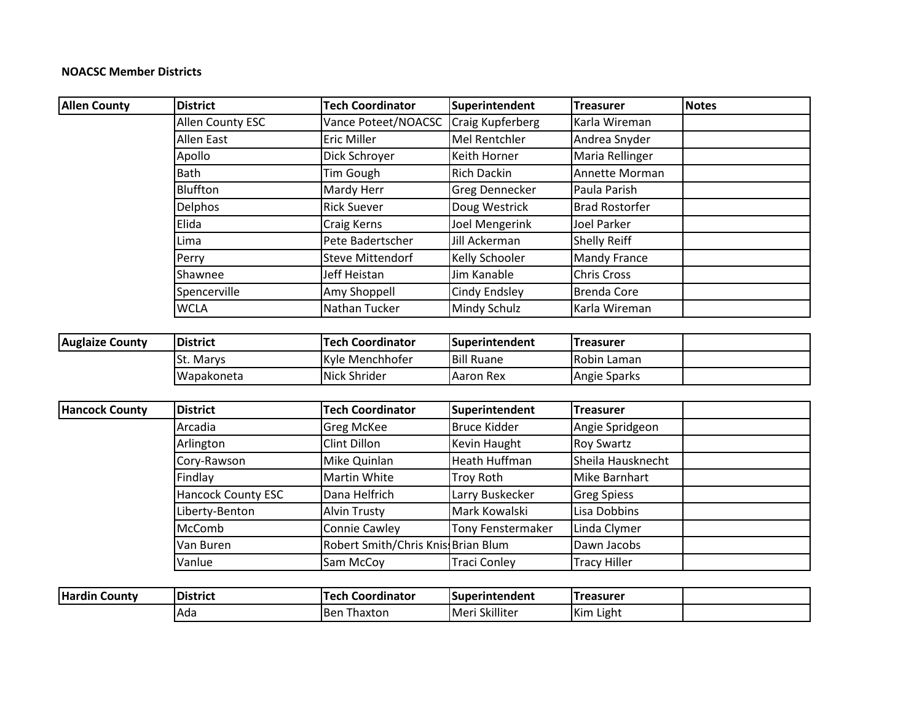**NOACSC Member Districts**

| Allen County | District | Tech Coordinator | Superintendent | Treasurer | Notes |
|---|---|---|---|---|---|
| | Allen County ESC | Vance Poteet/NOACSC | Craig Kupferberg | Karla Wireman | |
| | Allen East | Eric Miller | Mel Rentchler | Andrea Snyder | |
| | Apollo | Dick Schroyer | Keith Horner | Maria Rellinger | |
| | Bath | Tim Gough | Rich Dackin | Annette Morman | |
| | Bluffton | Mardy Herr | Greg Dennecker | Paula Parish | |
| | Delphos | Rick Suever | Doug Westrick | Brad Rostorfer | |
| | Elida | Craig Kerns | Joel Mengerink | Joel Parker | |
| | Lima | Pete Badertscher | Jill Ackerman | Shelly Reiff | |
| | Perry | Steve Mittendorf | Kelly Schooler | Mandy France | |
| | Shawnee | Jeff Heistan | Jim Kanable | Chris Cross | |
| | Spencerville | Amy Shoppell | Cindy Endsley | Brenda Core | |
| | WCLA | Nathan Tucker | Mindy Schulz | Karla Wireman | |

| Auglaize County | District | Tech Coordinator | Superintendent | Treasurer | |
|---|---|---|---|---|---|
| | St. Marys | Kyle Menchhofer | Bill Ruane | Robin Laman | |
| | Wapakoneta | Nick Shrider | Aaron Rex | Angie Sparks | |

| Hancock County | District | Tech Coordinator | Superintendent | Treasurer | |
|---|---|---|---|---|---|
| | Arcadia | Greg McKee | Bruce Kidder | Angie Spridgeon | |
| | Arlington | Clint Dillon | Kevin Haught | Roy Swartz | |
| | Cory-Rawson | Mike Quinlan | Heath Huffman | Sheila Hausknecht | |
| | Findlay | Martin White | Troy Roth | Mike Barnhart | |
| | Hancock County ESC | Dana Helfrich | Larry Buskecker | Greg Spiess | |
| | Liberty-Benton | Alvin Trusty | Mark Kowalski | Lisa Dobbins | |
| | McComb | Connie Cawley | Tony Fenstermaker | Linda Clymer | |
| | Van Buren | Robert Smith/Chris Knis | Brian Blum | Dawn Jacobs | |
| | Vanlue | Sam McCoy | Traci Conley | Tracy Hiller | |

| Hardin County | District | Tech Coordinator | Superintendent | Treasurer | |
|---|---|---|---|---|---|
| | Ada | Ben Thaxton | Meri Skilliter | Kim Light | |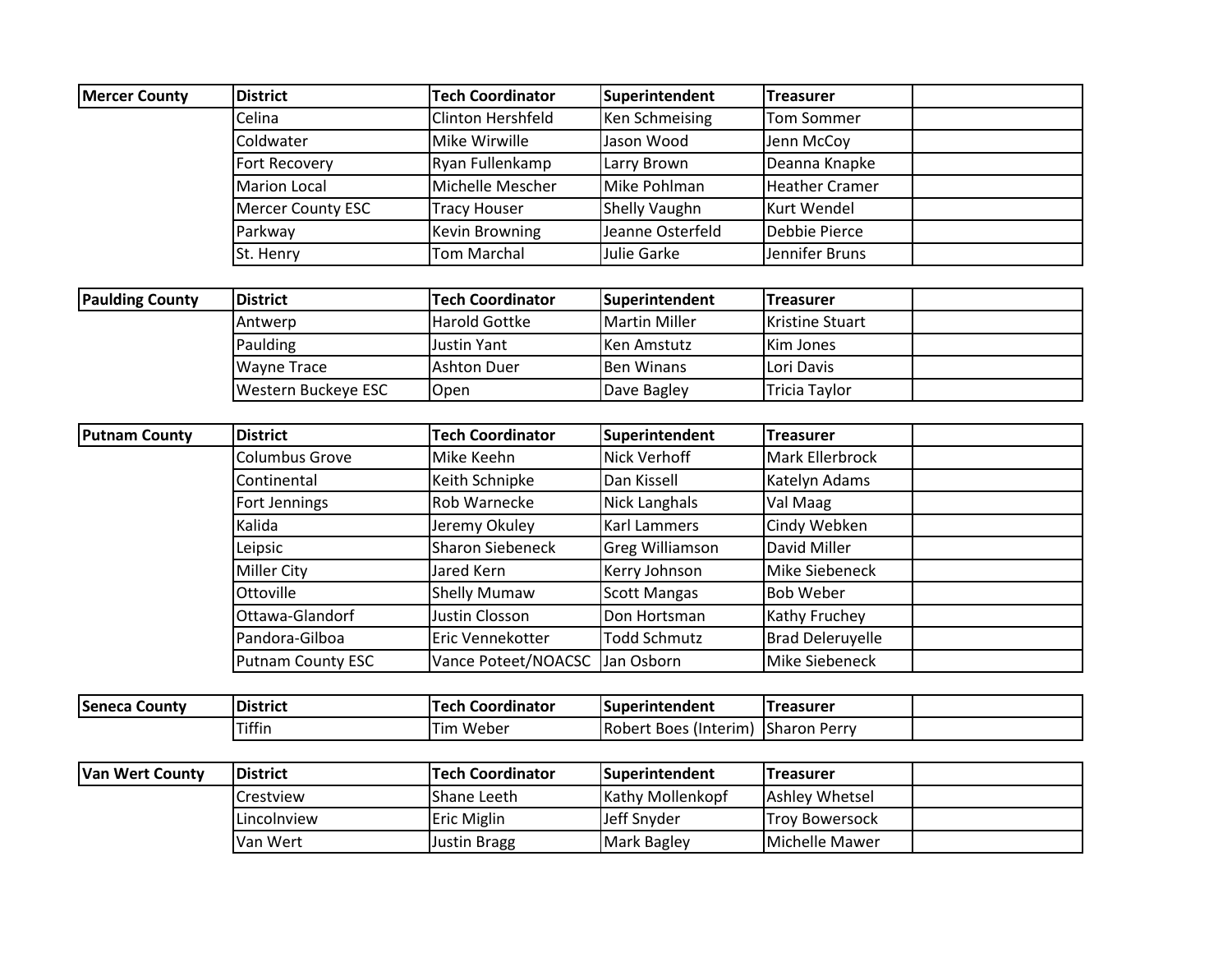| Mercer County | District | Tech Coordinator | Superintendent | Treasurer | |
|---|---|---|---|---|---|
| | Celina | Clinton Hershfeld | Ken Schmeising | Tom Sommer | |
| | Coldwater | Mike Wirwille | Jason Wood | Jenn McCoy | |
| | Fort Recovery | Ryan Fullenkamp | Larry Brown | Deanna Knapke | |
| | Marion Local | Michelle Mescher | Mike Pohlman | Heather Cramer | |
| | Mercer County ESC | Tracy Houser | Shelly Vaughn | Kurt Wendel | |
| | Parkway | Kevin Browning | Jeanne Osterfeld | Debbie Pierce | |
| | St. Henry | Tom Marchal | Julie Garke | Jennifer Bruns | |

| Paulding County | District | Tech Coordinator | Superintendent | Treasurer | |
|---|---|---|---|---|---|
| | Antwerp | Harold Gottke | Martin Miller | Kristine Stuart | |
| | Paulding | Justin Yant | Ken Amstutz | Kim Jones | |
| | Wayne Trace | Ashton Duer | Ben Winans | Lori Davis | |
| | Western Buckeye ESC | Open | Dave Bagley | Tricia Taylor | |

| Putnam County | District | Tech Coordinator | Superintendent | Treasurer | |
|---|---|---|---|---|---|
| | Columbus Grove | Mike Keehn | Nick Verhoff | Mark Ellerbrock | |
| | Continental | Keith Schnipke | Dan Kissell | Katelyn Adams | |
| | Fort Jennings | Rob Warnecke | Nick Langhals | Val Maag | |
| | Kalida | Jeremy Okuley | Karl Lammers | Cindy Webken | |
| | Leipsic | Sharon Siebeneck | Greg Williamson | David Miller | |
| | Miller City | Jared Kern | Kerry Johnson | Mike Siebeneck | |
| | Ottoville | Shelly Mumaw | Scott Mangas | Bob Weber | |
| | Ottawa-Glandorf | Justin Closson | Don Hortsman | Kathy Fruchey | |
| | Pandora-Gilboa | Eric Vennekotter | Todd Schmutz | Brad Deleruyelle | |
| | Putnam County ESC | Vance Poteet/NOACSC | Jan Osborn | Mike Siebeneck | |

| Seneca County | District | Tech Coordinator | Superintendent | Treasurer | |
|---|---|---|---|---|---|
| | Tiffin | Tim Weber | Robert Boes (Interim) | Sharon Perry | |

| Van Wert County | District | Tech Coordinator | Superintendent | Treasurer | |
|---|---|---|---|---|---|
| | Crestview | Shane Leeth | Kathy Mollenkopf | Ashley Whetsel | |
| | Lincolnview | Eric Miglin | Jeff Snyder | Troy Bowersock | |
| | Van Wert | Justin Bragg | Mark Bagley | Michelle Mawer | |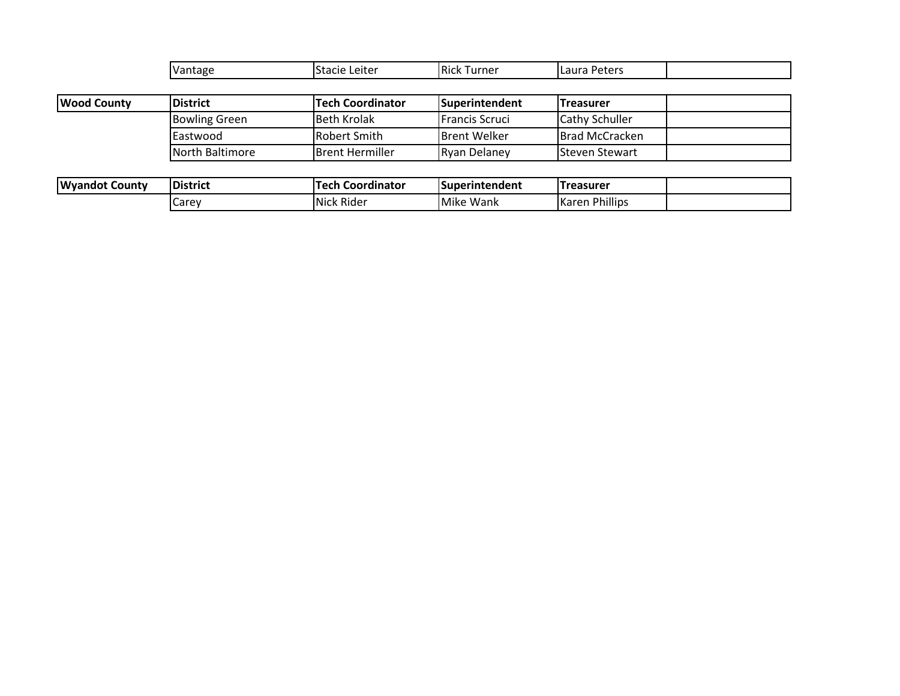| | | | | | |
|---|---|---|---|---|---|
| | Vantage | Stacie Leiter | Rick Turner | Laura Peters | |

| **Wood County** | **District** | **Tech Coordinator** | **Superintendent** | **Treasurer** | |
|---|---|---|---|---|---|
| | Bowling Green | Beth Krolak | Francis Scruci | Cathy Schuller | |
| | Eastwood | Robert Smith | Brent Welker | Brad McCracken | |
| | North Baltimore | Brent Hermiller | Ryan Delaney | Steven Stewart | |

| **Wyandot County** | **District** | **Tech Coordinator** | **Superintendent** | **Treasurer** | |
|---|---|---|---|---|---|
| | Carey | Nick Rider | Mike Wank | Karen Phillips | |